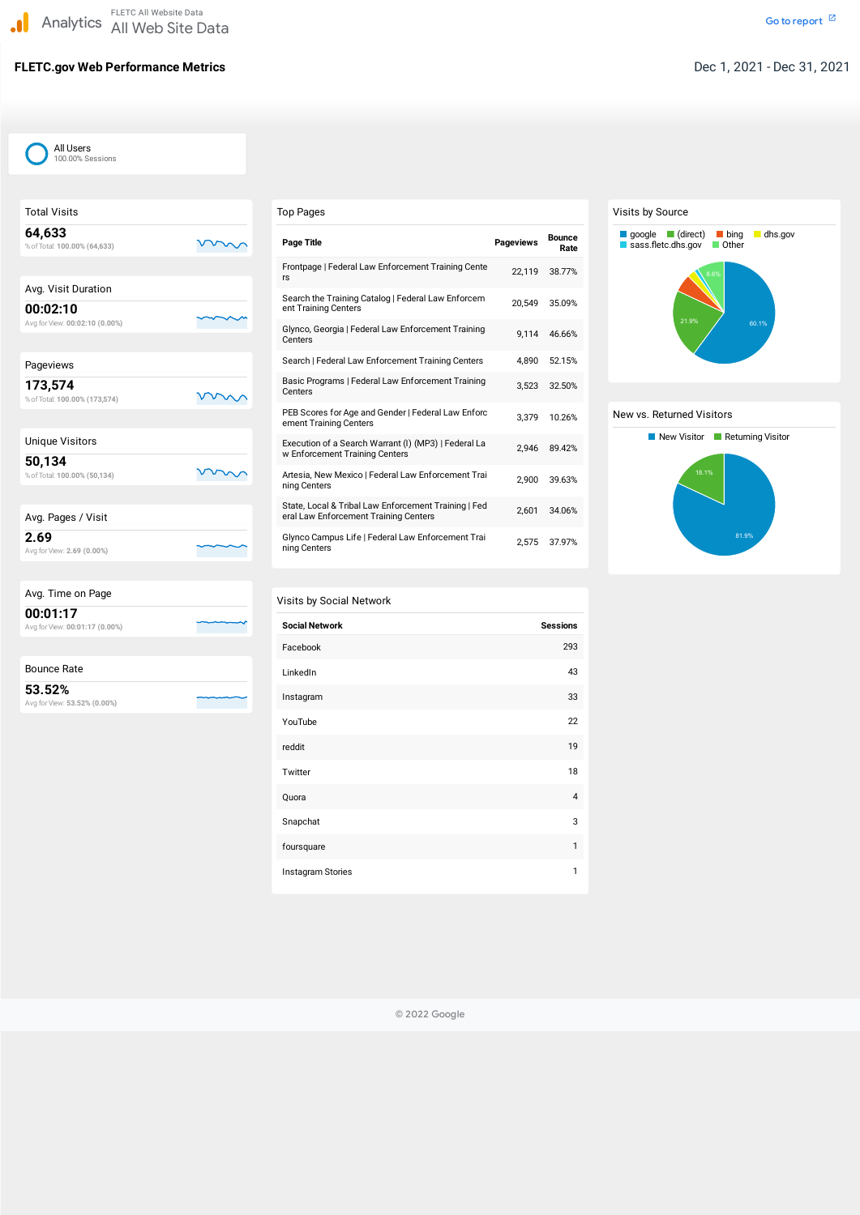Analytics FLETC All Website Data
All Web Site Data

Go to report

# FLETC.gov Web Performance Metrics

Dec 1, 2021 - Dec 31, 2021

All Users
100.00% Sessions

## Total Visits

**64,633**

% of Total: 100.00% (64,633)

## Avg. Visit Duration

**00:02:10**

Avg for View: 00:02:10 (0.00%)

## Pageviews

**173,574**

% of Total: 100.00% (173,574)

## Unique Visitors

**50,134**

% of Total: 100.00% (50,134)

## Avg. Pages / Visit

**2.69**

Avg for View: 2.69 (0.00%)

## Avg. Time on Page

**00:01:17**

Avg for View: 00:01:17 (0.00%)

## Bounce Rate

**53.52%**

Avg for View: 53.52% (0.00%)

## Top Pages

| Page Title | Pageviews | Bounce Rate |
|---|---|---|
| Frontpage \| Federal Law Enforcement Training Centers | 22,119 | 38.77% |
| Search the Training Catalog \| Federal Law Enforcement Training Centers | 20,549 | 35.09% |
| Glynco, Georgia \| Federal Law Enforcement Training Centers | 9,114 | 46.66% |
| Search \| Federal Law Enforcement Training Centers | 4,890 | 52.15% |
| Basic Programs \| Federal Law Enforcement Training Centers | 3,523 | 32.50% |
| PEB Scores for Age and Gender \| Federal Law Enforcement Training Centers | 3,379 | 10.26% |
| Execution of a Search Warrant (I) (MP3) \| Federal Law Enforcement Training Centers | 2,946 | 89.42% |
| Artesia, New Mexico \| Federal Law Enforcement Training Centers | 2,900 | 39.63% |
| State, Local & Tribal Law Enforcement Training \| Federal Law Enforcement Training Centers | 2,601 | 34.06% |
| Glynco Campus Life \| Federal Law Enforcement Training Centers | 2,575 | 37.97% |

## Visits by Social Network

| Social Network | Sessions |
|---|---|
| Facebook | 293 |
| LinkedIn | 43 |
| Instagram | 33 |
| YouTube | 22 |
| reddit | 19 |
| Twitter | 18 |
| Quora | 4 |
| Snapchat | 3 |
| foursquare | 1 |
| Instagram Stories | 1 |

## Visits by Source

google, (direct), bing, dhs.gov, sass.fletc.dhs.gov, Other

google: 60.1%; (direct): 21.9%; Other: 8.6%

## New vs. Returned Visitors

New Visitor, Returning Visitor

New Visitor: 81.9%; Returning Visitor: 18.1%

© 2022 Google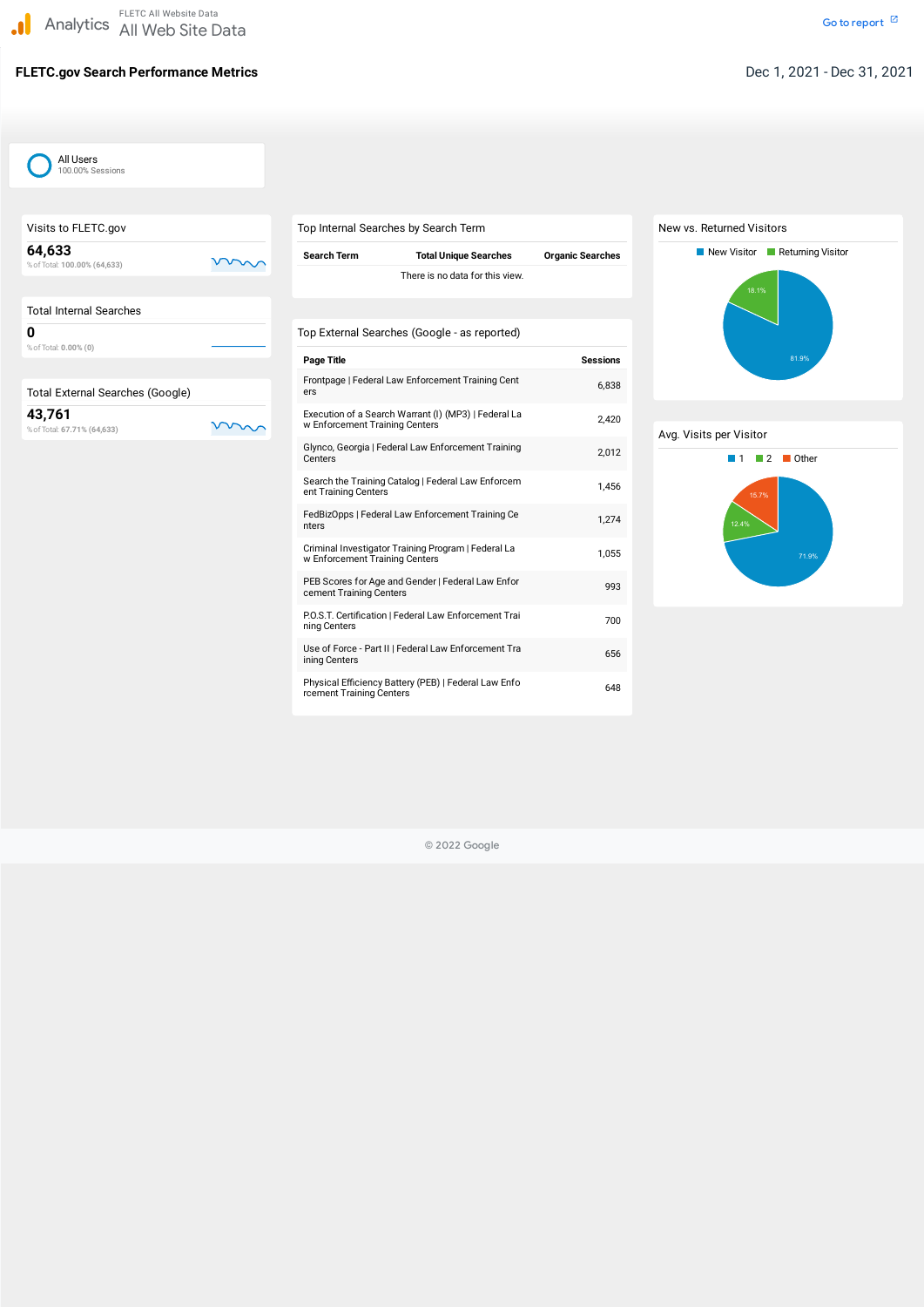Analytics
FLETC All Website Data
All Web Site Data

Go to report

## FLETC.gov Search Performance Metrics

Dec 1, 2021 - Dec 31, 2021

All Users
100.00% Sessions

### Visits to FLETC.gov

**64,633**

% of Total: 100.00% (64,633)

### Total Internal Searches

**0**

% of Total: 0.00% (0)

### Total External Searches (Google)

**43,761**

% of Total: 67.71% (64,633)

### Top Internal Searches by Search Term

| Search Term | Total Unique Searches | Organic Searches |
|---|---|---|
| There is no data for this view. | | |

### Top External Searches (Google - as reported)

| Page Title | Sessions |
|---|---|
| Frontpage \| Federal Law Enforcement Training Centers | 6,838 |
| Execution of a Search Warrant (I) (MP3) \| Federal Law Enforcement Training Centers | 2,420 |
| Glynco, Georgia \| Federal Law Enforcement Training Centers | 2,012 |
| Search the Training Catalog \| Federal Law Enforcement Training Centers | 1,456 |
| FedBizOpps \| Federal Law Enforcement Training Centers | 1,274 |
| Criminal Investigator Training Program \| Federal Law Enforcement Training Centers | 1,055 |
| PEB Scores for Age and Gender \| Federal Law Enforcement Training Centers | 993 |
| P.O.S.T. Certification \| Federal Law Enforcement Training Centers | 700 |
| Use of Force - Part II \| Federal Law Enforcement Training Centers | 656 |
| Physical Efficiency Battery (PEB) \| Federal Law Enforcement Training Centers | 648 |

### New vs. Returned Visitors

New Visitor
Returning Visitor

18.1%
81.9%

### Avg. Visits per Visitor

1
2
Other

15.7%
12.4%
71.9%

© 2022 Google